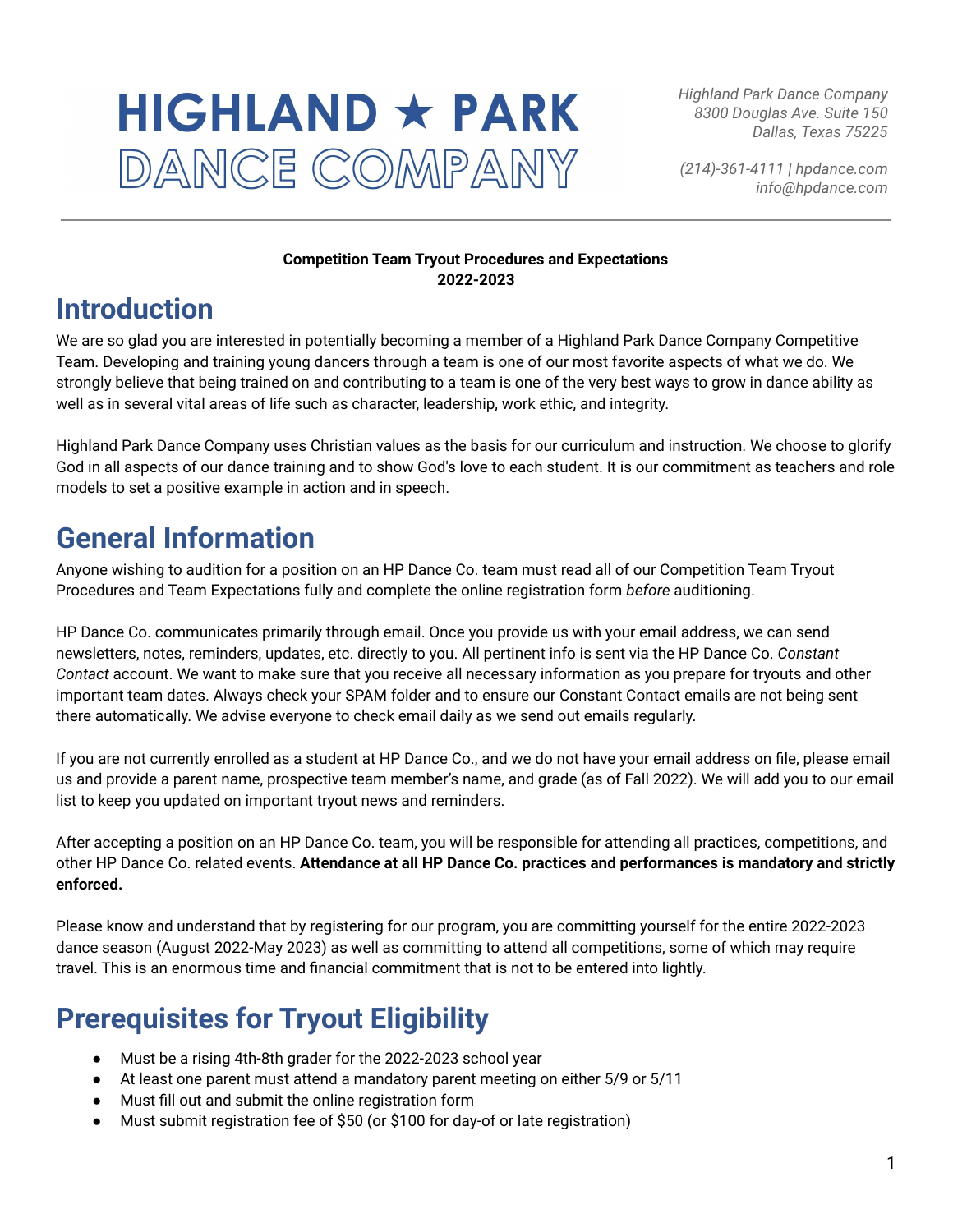# HIGHLAND ★ PARK DANCE COMPANY

*Highland Park Dance Company*
*8300 Douglas Ave. Suite 150*
*Dallas, Texas 75225*

*(214)-361-4111 | hpdance.com*
*info@hpdance.com*

---

**Competition Team Tryout Procedures and Expectations**
**2022-2023**

## Introduction

We are so glad you are interested in potentially becoming a member of a Highland Park Dance Company Competitive Team. Developing and training young dancers through a team is one of our most favorite aspects of what we do. We strongly believe that being trained on and contributing to a team is one of the very best ways to grow in dance ability as well as in several vital areas of life such as character, leadership, work ethic, and integrity.

Highland Park Dance Company uses Christian values as the basis for our curriculum and instruction. We choose to glorify God in all aspects of our dance training and to show God's love to each student. It is our commitment as teachers and role models to set a positive example in action and in speech.

## General Information

Anyone wishing to audition for a position on an HP Dance Co. team must read all of our Competition Team Tryout Procedures and Team Expectations fully and complete the online registration form *before* auditioning.

HP Dance Co. communicates primarily through email. Once you provide us with your email address, we can send newsletters, notes, reminders, updates, etc. directly to you. All pertinent info is sent via the HP Dance Co. *Constant Contact* account. We want to make sure that you receive all necessary information as you prepare for tryouts and other important team dates. Always check your SPAM folder and to ensure our Constant Contact emails are not being sent there automatically. We advise everyone to check email daily as we send out emails regularly.

If you are not currently enrolled as a student at HP Dance Co., and we do not have your email address on file, please email us and provide a parent name, prospective team member's name, and grade (as of Fall 2022). We will add you to our email list to keep you updated on important tryout news and reminders.

After accepting a position on an HP Dance Co. team, you will be responsible for attending all practices, competitions, and other HP Dance Co. related events. **Attendance at all HP Dance Co. practices and performances is mandatory and strictly enforced.**

Please know and understand that by registering for our program, you are committing yourself for the entire 2022-2023 dance season (August 2022-May 2023) as well as committing to attend all competitions, some of which may require travel. This is an enormous time and financial commitment that is not to be entered into lightly.

## Prerequisites for Tryout Eligibility

- Must be a rising 4th-8th grader for the 2022-2023 school year
- At least one parent must attend a mandatory parent meeting on either 5/9 or 5/11
- Must fill out and submit the online registration form
- Must submit registration fee of $50 (or $100 for day-of or late registration)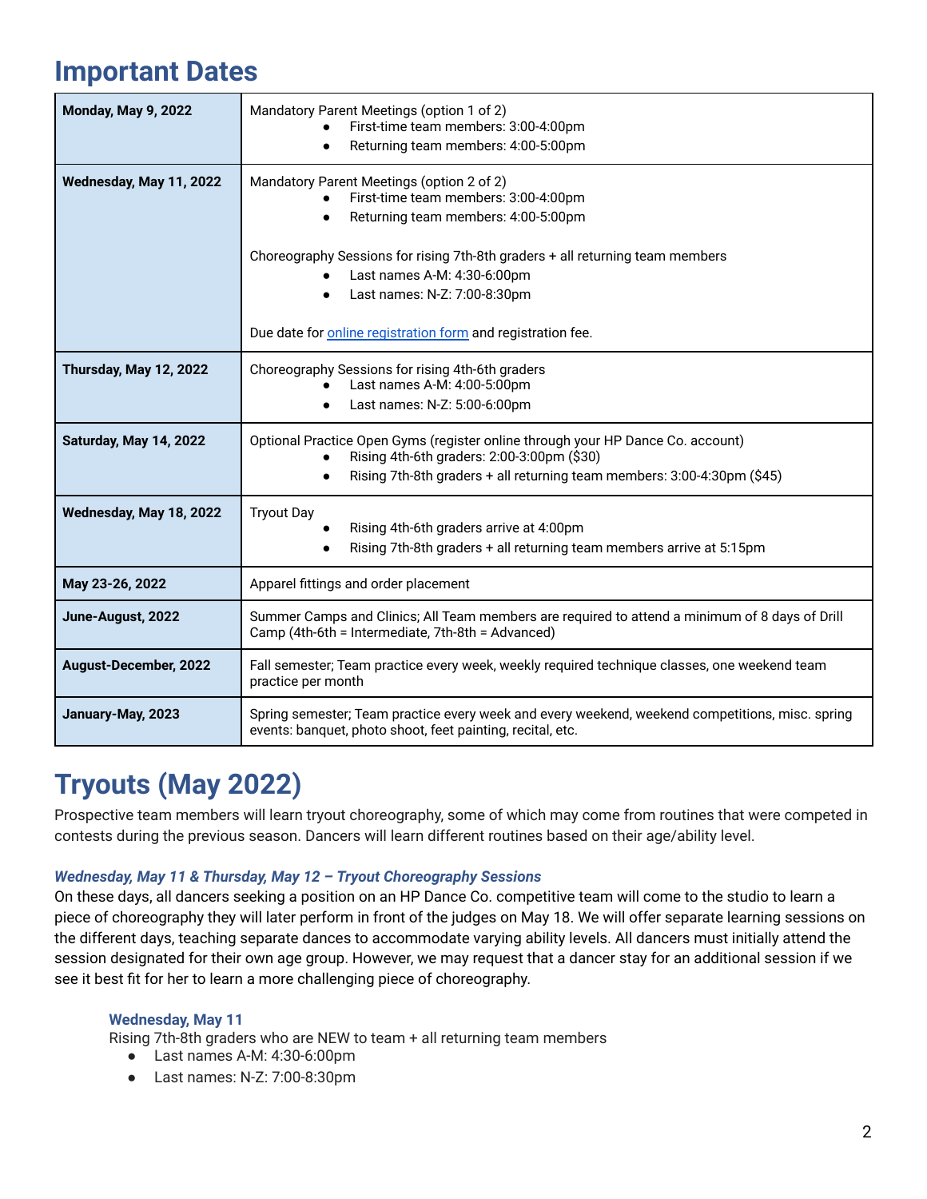# Important Dates

| | |
|---|---|
| **Monday, May 9, 2022** | Mandatory Parent Meetings (option 1 of 2)<br>• First-time team members: 3:00-4:00pm<br>• Returning team members: 4:00-5:00pm |
| **Wednesday, May 11, 2022** | Mandatory Parent Meetings (option 2 of 2)<br>• First-time team members: 3:00-4:00pm<br>• Returning team members: 4:00-5:00pm<br><br>Choreography Sessions for rising 7th-8th graders + all returning team members<br>• Last names A-M: 4:30-6:00pm<br>• Last names: N-Z: 7:00-8:30pm<br><br>Due date for online registration form and registration fee. |
| **Thursday, May 12, 2022** | Choreography Sessions for rising 4th-6th graders<br>• Last names A-M: 4:00-5:00pm<br>• Last names: N-Z: 5:00-6:00pm |
| **Saturday, May 14, 2022** | Optional Practice Open Gyms (register online through your HP Dance Co. account)<br>• Rising 4th-6th graders: 2:00-3:00pm ($30)<br>• Rising 7th-8th graders + all returning team members: 3:00-4:30pm ($45) |
| **Wednesday, May 18, 2022** | Tryout Day<br>• Rising 4th-6th graders arrive at 4:00pm<br>• Rising 7th-8th graders + all returning team members arrive at 5:15pm |
| **May 23-26, 2022** | Apparel fittings and order placement |
| **June-August, 2022** | Summer Camps and Clinics; All Team members are required to attend a minimum of 8 days of Drill Camp (4th-6th = Intermediate, 7th-8th = Advanced) |
| **August-December, 2022** | Fall semester; Team practice every week, weekly required technique classes, one weekend team practice per month |
| **January-May, 2023** | Spring semester; Team practice every week and every weekend, weekend competitions, misc. spring events: banquet, photo shoot, feet painting, recital, etc. |

# Tryouts (May 2022)

Prospective team members will learn tryout choreography, some of which may come from routines that were competed in contests during the previous season. Dancers will learn different routines based on their age/ability level.

***Wednesday, May 11 & Thursday, May 12 – Tryout Choreography Sessions***

On these days, all dancers seeking a position on an HP Dance Co. competitive team will come to the studio to learn a piece of choreography they will later perform in front of the judges on May 18. We will offer separate learning sessions on the different days, teaching separate dances to accommodate varying ability levels. All dancers must initially attend the session designated for their own age group. However, we may request that a dancer stay for an additional session if we see it best fit for her to learn a more challenging piece of choreography.

### Wednesday, May 11

Rising 7th-8th graders who are NEW to team + all returning team members

- Last names A-M: 4:30-6:00pm
- Last names: N-Z: 7:00-8:30pm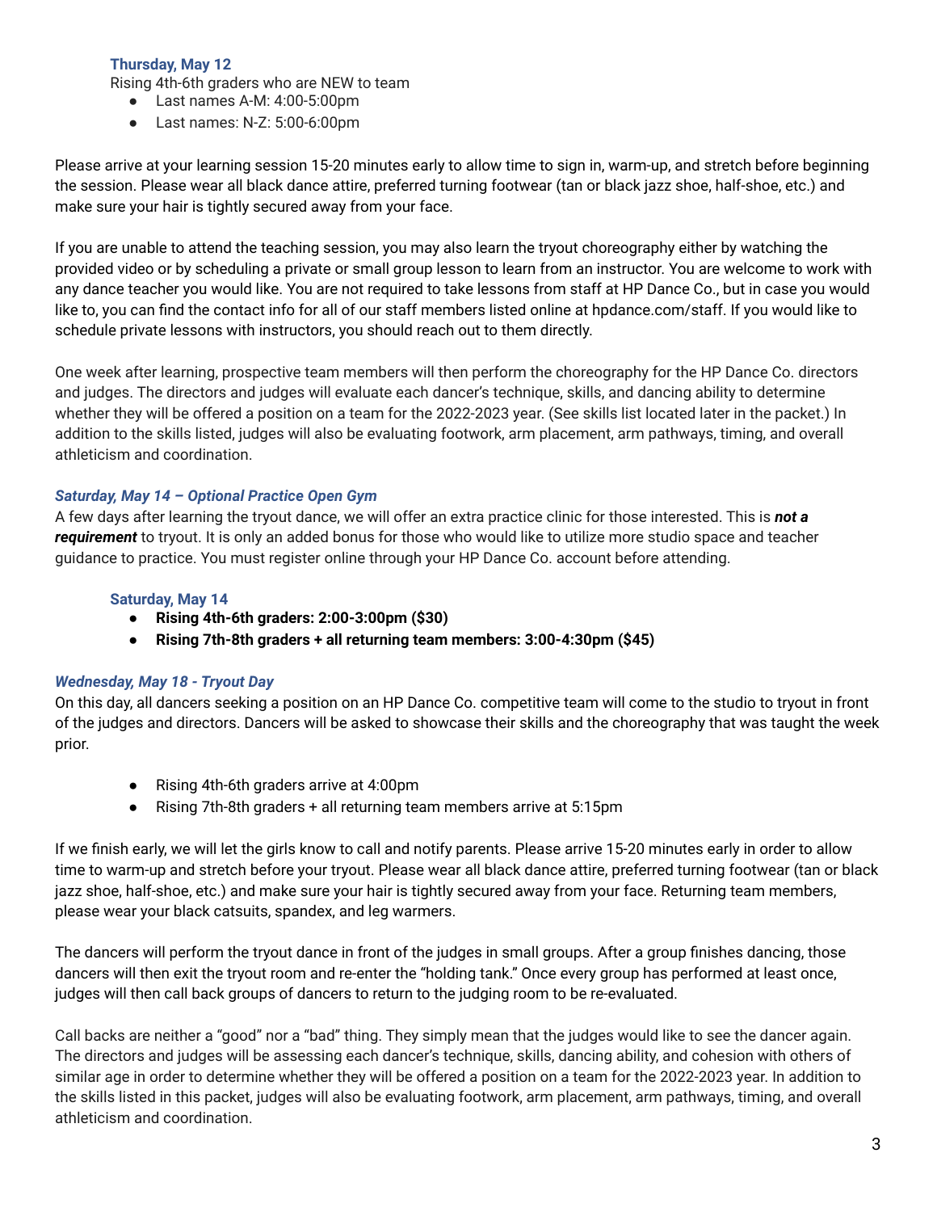**Thursday, May 12**

Rising 4th-6th graders who are NEW to team

- Last names A-M: 4:00-5:00pm
- Last names: N-Z: 5:00-6:00pm

Please arrive at your learning session 15-20 minutes early to allow time to sign in, warm-up, and stretch before beginning the session. Please wear all black dance attire, preferred turning footwear (tan or black jazz shoe, half-shoe, etc.) and make sure your hair is tightly secured away from your face.

If you are unable to attend the teaching session, you may also learn the tryout choreography either by watching the provided video or by scheduling a private or small group lesson to learn from an instructor. You are welcome to work with any dance teacher you would like. You are not required to take lessons from staff at HP Dance Co., but in case you would like to, you can find the contact info for all of our staff members listed online at hpdance.com/staff. If you would like to schedule private lessons with instructors, you should reach out to them directly.

One week after learning, prospective team members will then perform the choreography for the HP Dance Co. directors and judges. The directors and judges will evaluate each dancer's technique, skills, and dancing ability to determine whether they will be offered a position on a team for the 2022-2023 year. (See skills list located later in the packet.) In addition to the skills listed, judges will also be evaluating footwork, arm placement, arm pathways, timing, and overall athleticism and coordination.

***Saturday, May 14 – Optional Practice Open Gym***

A few days after learning the tryout dance, we will offer an extra practice clinic for those interested. This is ***not a requirement*** to tryout. It is only an added bonus for those who would like to utilize more studio space and teacher guidance to practice. You must register online through your HP Dance Co. account before attending.

**Saturday, May 14**

- **Rising 4th-6th graders: 2:00-3:00pm ($30)**
- **Rising 7th-8th graders + all returning team members: 3:00-4:30pm ($45)**

***Wednesday, May 18 - Tryout Day***

On this day, all dancers seeking a position on an HP Dance Co. competitive team will come to the studio to tryout in front of the judges and directors. Dancers will be asked to showcase their skills and the choreography that was taught the week prior.

- Rising 4th-6th graders arrive at 4:00pm
- Rising 7th-8th graders + all returning team members arrive at 5:15pm

If we finish early, we will let the girls know to call and notify parents. Please arrive 15-20 minutes early in order to allow time to warm-up and stretch before your tryout. Please wear all black dance attire, preferred turning footwear (tan or black jazz shoe, half-shoe, etc.) and make sure your hair is tightly secured away from your face. Returning team members, please wear your black catsuits, spandex, and leg warmers.

The dancers will perform the tryout dance in front of the judges in small groups. After a group finishes dancing, those dancers will then exit the tryout room and re-enter the "holding tank." Once every group has performed at least once, judges will then call back groups of dancers to return to the judging room to be re-evaluated.

Call backs are neither a "good" nor a "bad" thing. They simply mean that the judges would like to see the dancer again. The directors and judges will be assessing each dancer's technique, skills, dancing ability, and cohesion with others of similar age in order to determine whether they will be offered a position on a team for the 2022-2023 year. In addition to the skills listed in this packet, judges will also be evaluating footwork, arm placement, arm pathways, timing, and overall athleticism and coordination.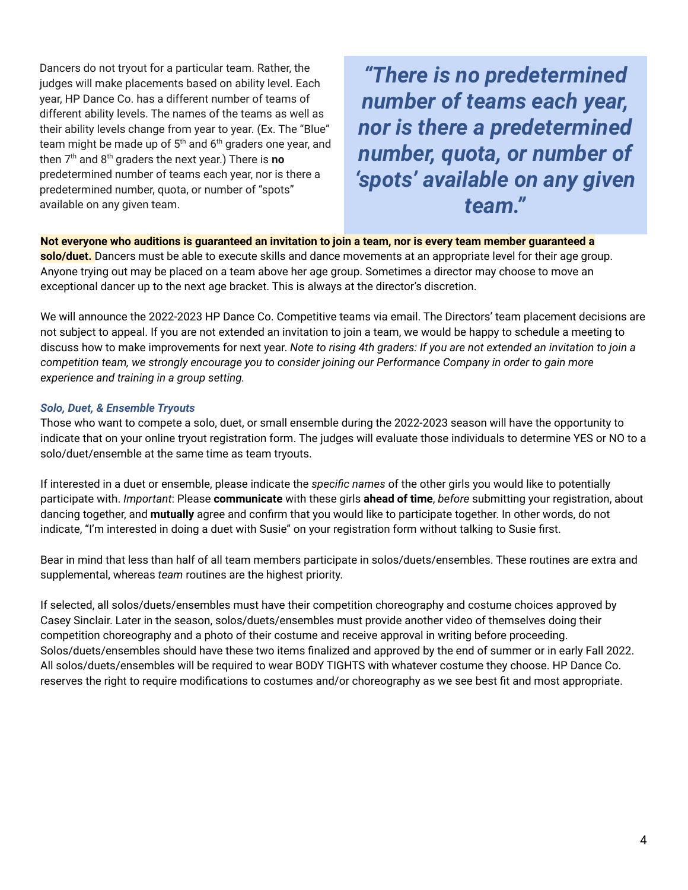Dancers do not tryout for a particular team. Rather, the judges will make placements based on ability level. Each year, HP Dance Co. has a different number of teams of different ability levels. The names of the teams as well as their ability levels change from year to year. (Ex. The "Blue" team might be made up of 5th and 6th graders one year, and then 7th and 8th graders the next year.) There is **no** predetermined number of teams each year, nor is there a predetermined number, quota, or number of "spots" available on any given team.

> ***"There is no predetermined number of teams each year, nor is there a predetermined number, quota, or number of 'spots' available on any given team."***

**Not everyone who auditions is guaranteed an invitation to join a team, nor is every team member guaranteed a solo/duet.** Dancers must be able to execute skills and dance movements at an appropriate level for their age group. Anyone trying out may be placed on a team above her age group. Sometimes a director may choose to move an exceptional dancer up to the next age bracket. This is always at the director's discretion.

We will announce the 2022-2023 HP Dance Co. Competitive teams via email. The Directors' team placement decisions are not subject to appeal. If you are not extended an invitation to join a team, we would be happy to schedule a meeting to discuss how to make improvements for next year. *Note to rising 4th graders: If you are not extended an invitation to join a competition team, we strongly encourage you to consider joining our Performance Company in order to gain more experience and training in a group setting.*

### *Solo, Duet, & Ensemble Tryouts*

Those who want to compete a solo, duet, or small ensemble during the 2022-2023 season will have the opportunity to indicate that on your online tryout registration form. The judges will evaluate those individuals to determine YES or NO to a solo/duet/ensemble at the same time as team tryouts.

If interested in a duet or ensemble, please indicate the *specific names* of the other girls you would like to potentially participate with. *Important*: Please **communicate** with these girls **ahead of time**, *before* submitting your registration, about dancing together, and **mutually** agree and confirm that you would like to participate together. In other words, do not indicate, "I'm interested in doing a duet with Susie" on your registration form without talking to Susie first.

Bear in mind that less than half of all team members participate in solos/duets/ensembles. These routines are extra and supplemental, whereas *team* routines are the highest priority.

If selected, all solos/duets/ensembles must have their competition choreography and costume choices approved by Casey Sinclair. Later in the season, solos/duets/ensembles must provide another video of themselves doing their competition choreography and a photo of their costume and receive approval in writing before proceeding. Solos/duets/ensembles should have these two items finalized and approved by the end of summer or in early Fall 2022. All solos/duets/ensembles will be required to wear BODY TIGHTS with whatever costume they choose. HP Dance Co. reserves the right to require modifications to costumes and/or choreography as we see best fit and most appropriate.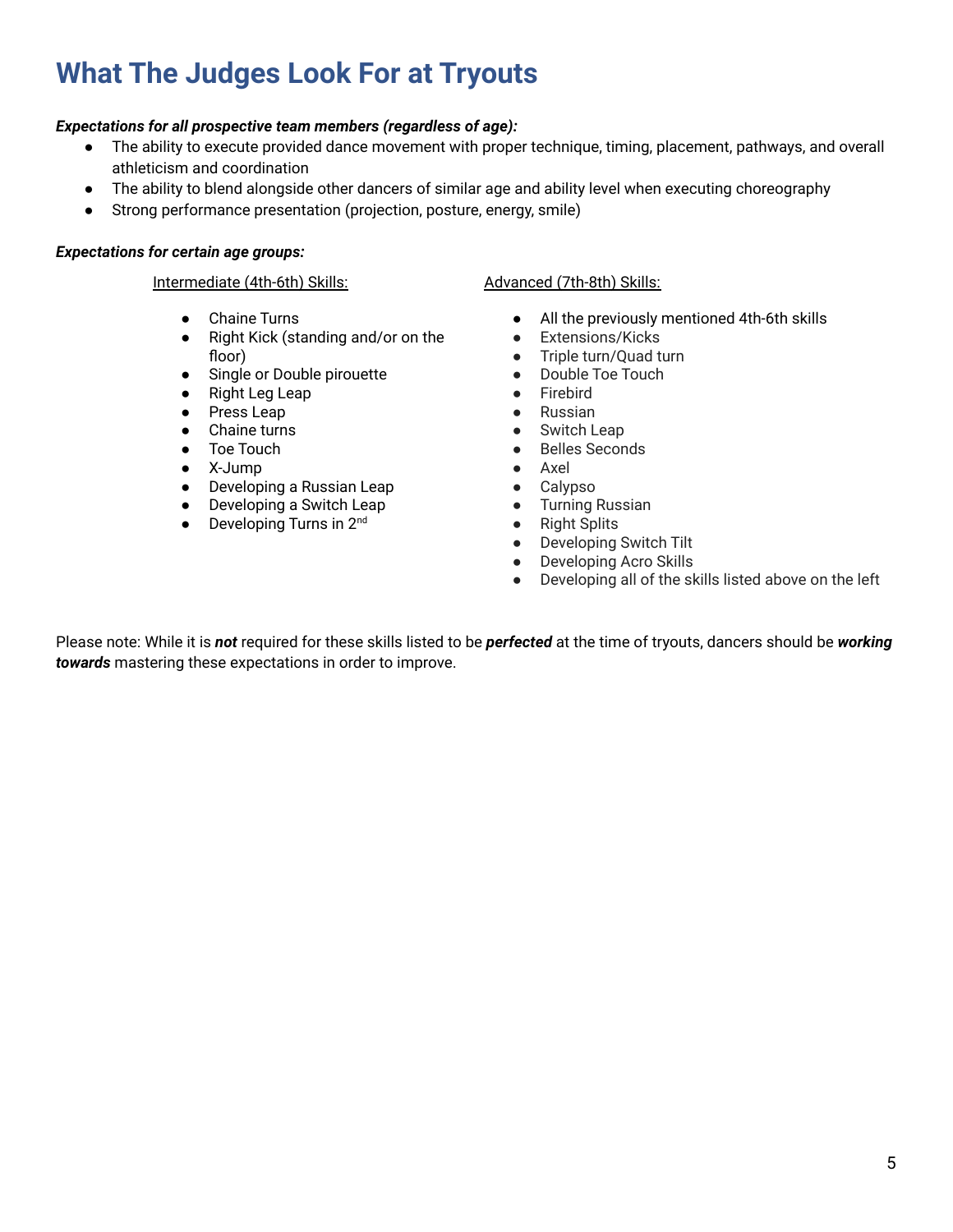# What The Judges Look For at Tryouts

***Expectations for all prospective team members (regardless of age):***

- The ability to execute provided dance movement with proper technique, timing, placement, pathways, and overall athleticism and coordination
- The ability to blend alongside other dancers of similar age and ability level when executing choreography
- Strong performance presentation (projection, posture, energy, smile)

***Expectations for certain age groups:***

<u>Intermediate (4th-6th) Skills:</u>

- Chaine Turns
- Right Kick (standing and/or on the floor)
- Single or Double pirouette
- Right Leg Leap
- Press Leap
- Chaine turns
- Toe Touch
- X-Jump
- Developing a Russian Leap
- Developing a Switch Leap
- Developing Turns in 2nd

<u>Advanced (7th-8th) Skills:</u>

- All the previously mentioned 4th-6th skills
- Extensions/Kicks
- Triple turn/Quad turn
- Double Toe Touch
- Firebird
- Russian
- Switch Leap
- Belles Seconds
- Axel
- Calypso
- Turning Russian
- Right Splits
- Developing Switch Tilt
- Developing Acro Skills
- Developing all of the skills listed above on the left

Please note: While it is ***not*** required for these skills listed to be ***perfected*** at the time of tryouts, dancers should be ***working towards*** mastering these expectations in order to improve.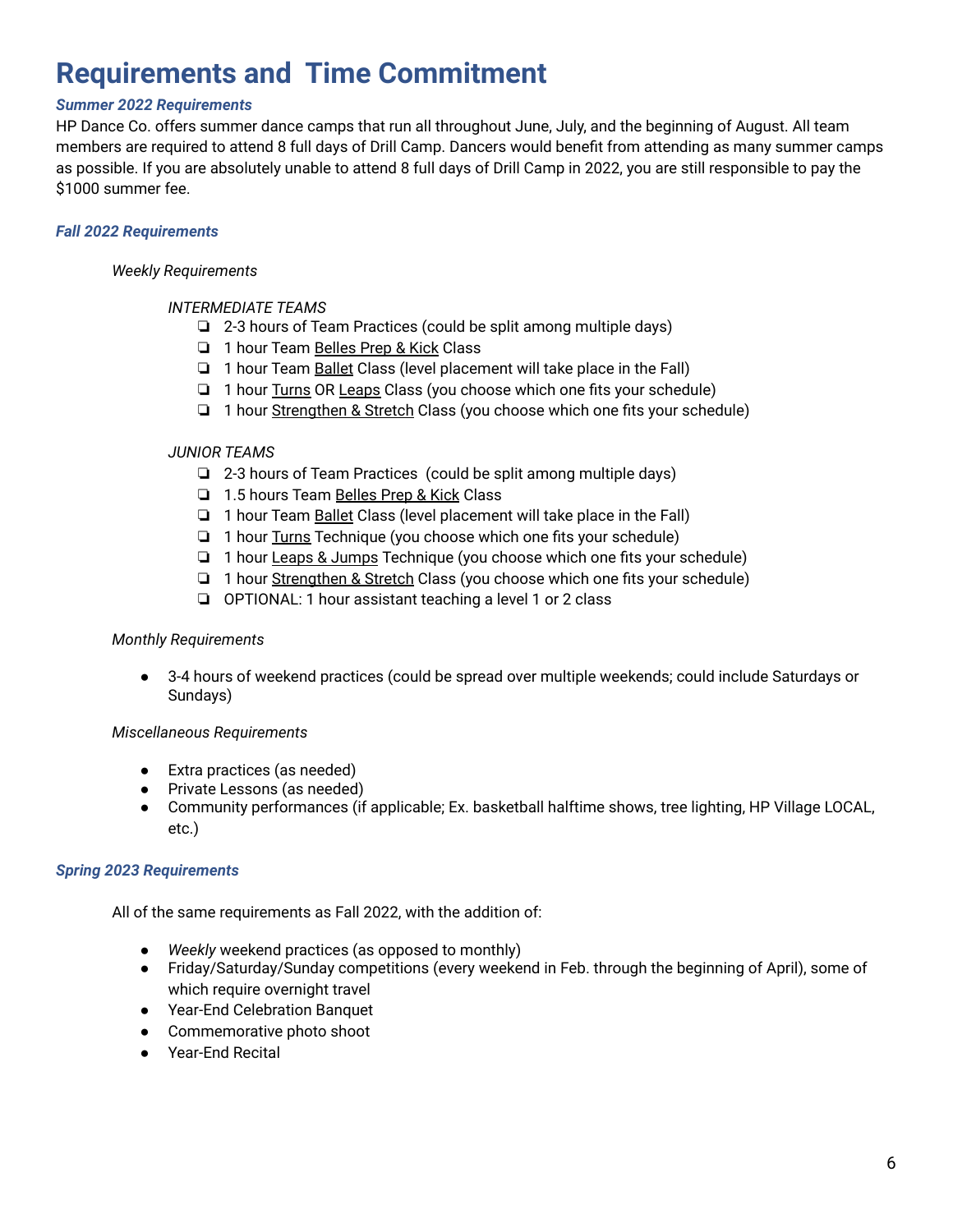# Requirements and Time Commitment

### *Summer 2022 Requirements*

HP Dance Co. offers summer dance camps that run all throughout June, July, and the beginning of August. All team members are required to attend 8 full days of Drill Camp. Dancers would benefit from attending as many summer camps as possible. If you are absolutely unable to attend 8 full days of Drill Camp in 2022, you are still responsible to pay the $1000 summer fee.

### *Fall 2022 Requirements*

*Weekly Requirements*

*INTERMEDIATE TEAMS*

- [ ] 2-3 hours of Team Practices (could be split among multiple days)
- [ ] 1 hour Team Belles Prep & Kick Class
- [ ] 1 hour Team Ballet Class (level placement will take place in the Fall)
- [ ] 1 hour Turns OR Leaps Class (you choose which one fits your schedule)
- [ ] 1 hour Strengthen & Stretch Class (you choose which one fits your schedule)

*JUNIOR TEAMS*

- [ ] 2-3 hours of Team Practices (could be split among multiple days)
- [ ] 1.5 hours Team Belles Prep & Kick Class
- [ ] 1 hour Team Ballet Class (level placement will take place in the Fall)
- [ ] 1 hour Turns Technique (you choose which one fits your schedule)
- [ ] 1 hour Leaps & Jumps Technique (you choose which one fits your schedule)
- [ ] 1 hour Strengthen & Stretch Class (you choose which one fits your schedule)
- [ ] OPTIONAL: 1 hour assistant teaching a level 1 or 2 class

*Monthly Requirements*

- 3-4 hours of weekend practices (could be spread over multiple weekends; could include Saturdays or Sundays)

*Miscellaneous Requirements*

- Extra practices (as needed)
- Private Lessons (as needed)
- Community performances (if applicable; Ex. basketball halftime shows, tree lighting, HP Village LOCAL, etc.)

### *Spring 2023 Requirements*

All of the same requirements as Fall 2022, with the addition of:

- *Weekly* weekend practices (as opposed to monthly)
- Friday/Saturday/Sunday competitions (every weekend in Feb. through the beginning of April), some of which require overnight travel
- Year-End Celebration Banquet
- Commemorative photo shoot
- Year-End Recital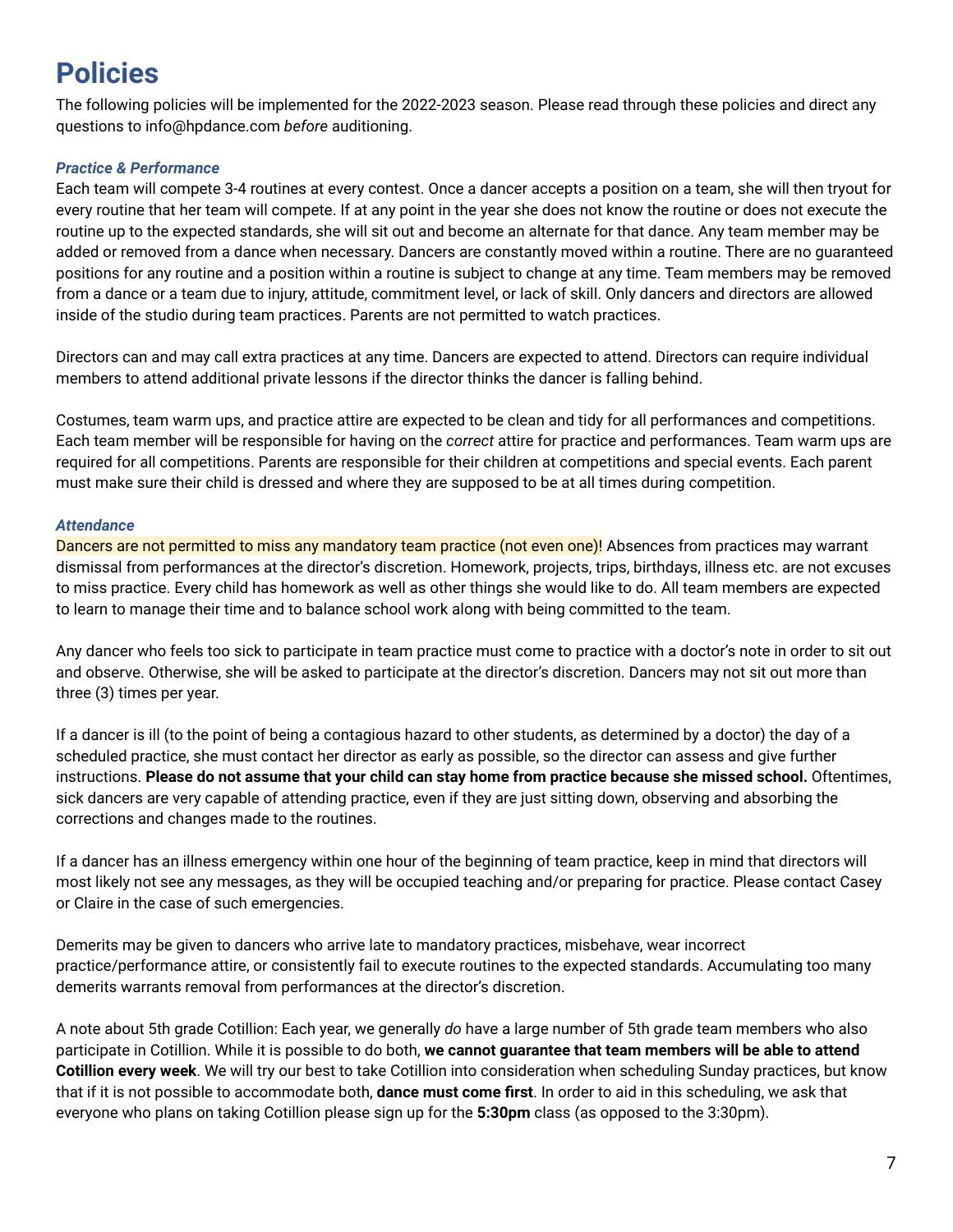# Policies

The following policies will be implemented for the 2022-2023 season. Please read through these policies and direct any questions to info@hpdance.com *before* auditioning.

### *Practice & Performance*

Each team will compete 3-4 routines at every contest. Once a dancer accepts a position on a team, she will then tryout for every routine that her team will compete. If at any point in the year she does not know the routine or does not execute the routine up to the expected standards, she will sit out and become an alternate for that dance. Any team member may be added or removed from a dance when necessary. Dancers are constantly moved within a routine. There are no guaranteed positions for any routine and a position within a routine is subject to change at any time. Team members may be removed from a dance or a team due to injury, attitude, commitment level, or lack of skill. Only dancers and directors are allowed inside of the studio during team practices. Parents are not permitted to watch practices.

Directors can and may call extra practices at any time. Dancers are expected to attend. Directors can require individual members to attend additional private lessons if the director thinks the dancer is falling behind.

Costumes, team warm ups, and practice attire are expected to be clean and tidy for all performances and competitions. Each team member will be responsible for having on the *correct* attire for practice and performances. Team warm ups are required for all competitions. Parents are responsible for their children at competitions and special events. Each parent must make sure their child is dressed and where they are supposed to be at all times during competition.

### *Attendance*

Dancers are not permitted to miss any mandatory team practice (not even one)! Absences from practices may warrant dismissal from performances at the director's discretion. Homework, projects, trips, birthdays, illness etc. are not excuses to miss practice. Every child has homework as well as other things she would like to do. All team members are expected to learn to manage their time and to balance school work along with being committed to the team.

Any dancer who feels too sick to participate in team practice must come to practice with a doctor's note in order to sit out and observe. Otherwise, she will be asked to participate at the director's discretion. Dancers may not sit out more than three (3) times per year.

If a dancer is ill (to the point of being a contagious hazard to other students, as determined by a doctor) the day of a scheduled practice, she must contact her director as early as possible, so the director can assess and give further instructions. **Please do not assume that your child can stay home from practice because she missed school.** Oftentimes, sick dancers are very capable of attending practice, even if they are just sitting down, observing and absorbing the corrections and changes made to the routines.

If a dancer has an illness emergency within one hour of the beginning of team practice, keep in mind that directors will most likely not see any messages, as they will be occupied teaching and/or preparing for practice. Please contact Casey or Claire in the case of such emergencies.

Demerits may be given to dancers who arrive late to mandatory practices, misbehave, wear incorrect practice/performance attire, or consistently fail to execute routines to the expected standards. Accumulating too many demerits warrants removal from performances at the director's discretion.

A note about 5th grade Cotillion: Each year, we generally *do* have a large number of 5th grade team members who also participate in Cotillion. While it is possible to do both, **we cannot guarantee that team members will be able to attend Cotillion every week**. We will try our best to take Cotillion into consideration when scheduling Sunday practices, but know that if it is not possible to accommodate both, **dance must come first**. In order to aid in this scheduling, we ask that everyone who plans on taking Cotillion please sign up for the **5:30pm** class (as opposed to the 3:30pm).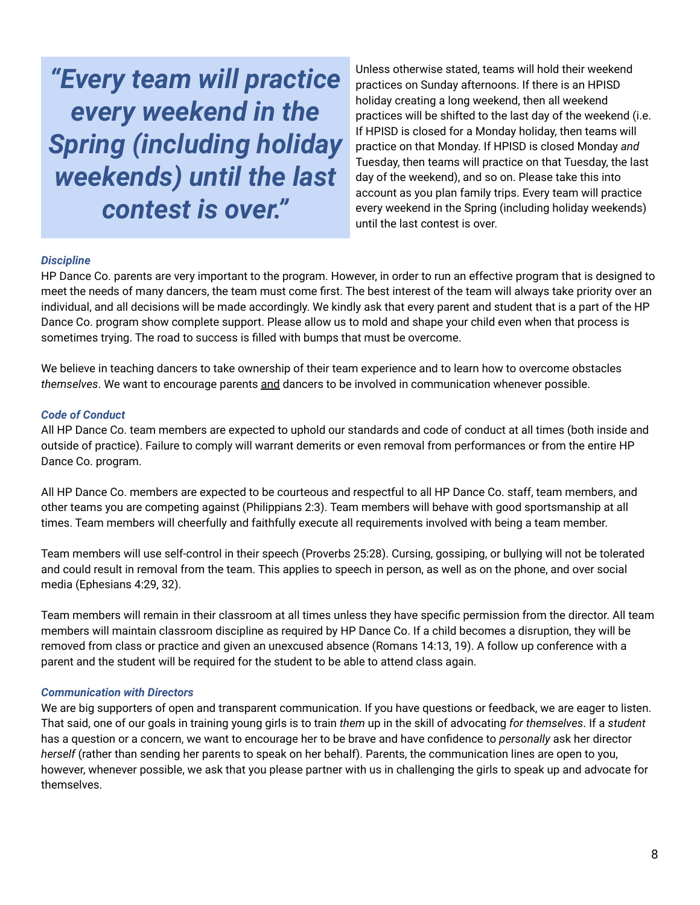> ***"Every team will practice every weekend in the Spring (including holiday weekends) until the last contest is over."***

Unless otherwise stated, teams will hold their weekend practices on Sunday afternoons. If there is an HPISD holiday creating a long weekend, then all weekend practices will be shifted to the last day of the weekend (i.e. If HPISD is closed for a Monday holiday, then teams will practice on that Monday. If HPISD is closed Monday *and* Tuesday, then teams will practice on that Tuesday, the last day of the weekend), and so on. Please take this into account as you plan family trips. Every team will practice every weekend in the Spring (including holiday weekends) until the last contest is over.

***Discipline***

HP Dance Co. parents are very important to the program. However, in order to run an effective program that is designed to meet the needs of many dancers, the team must come first. The best interest of the team will always take priority over an individual, and all decisions will be made accordingly. We kindly ask that every parent and student that is a part of the HP Dance Co. program show complete support. Please allow us to mold and shape your child even when that process is sometimes trying. The road to success is filled with bumps that must be overcome.

We believe in teaching dancers to take ownership of their team experience and to learn how to overcome obstacles *themselves*. We want to encourage parents <u>and</u> dancers to be involved in communication whenever possible.

***Code of Conduct***

All HP Dance Co. team members are expected to uphold our standards and code of conduct at all times (both inside and outside of practice). Failure to comply will warrant demerits or even removal from performances or from the entire HP Dance Co. program.

All HP Dance Co. members are expected to be courteous and respectful to all HP Dance Co. staff, team members, and other teams you are competing against (Philippians 2:3). Team members will behave with good sportsmanship at all times. Team members will cheerfully and faithfully execute all requirements involved with being a team member.

Team members will use self-control in their speech (Proverbs 25:28). Cursing, gossiping, or bullying will not be tolerated and could result in removal from the team. This applies to speech in person, as well as on the phone, and over social media (Ephesians 4:29, 32).

Team members will remain in their classroom at all times unless they have specific permission from the director. All team members will maintain classroom discipline as required by HP Dance Co. If a child becomes a disruption, they will be removed from class or practice and given an unexcused absence (Romans 14:13, 19). A follow up conference with a parent and the student will be required for the student to be able to attend class again.

***Communication with Directors***

We are big supporters of open and transparent communication. If you have questions or feedback, we are eager to listen. That said, one of our goals in training young girls is to train *them* up in the skill of advocating *for themselves*. If a *student* has a question or a concern, we want to encourage her to be brave and have confidence to *personally* ask her director *herself* (rather than sending her parents to speak on her behalf). Parents, the communication lines are open to you, however, whenever possible, we ask that you please partner with us in challenging the girls to speak up and advocate for themselves.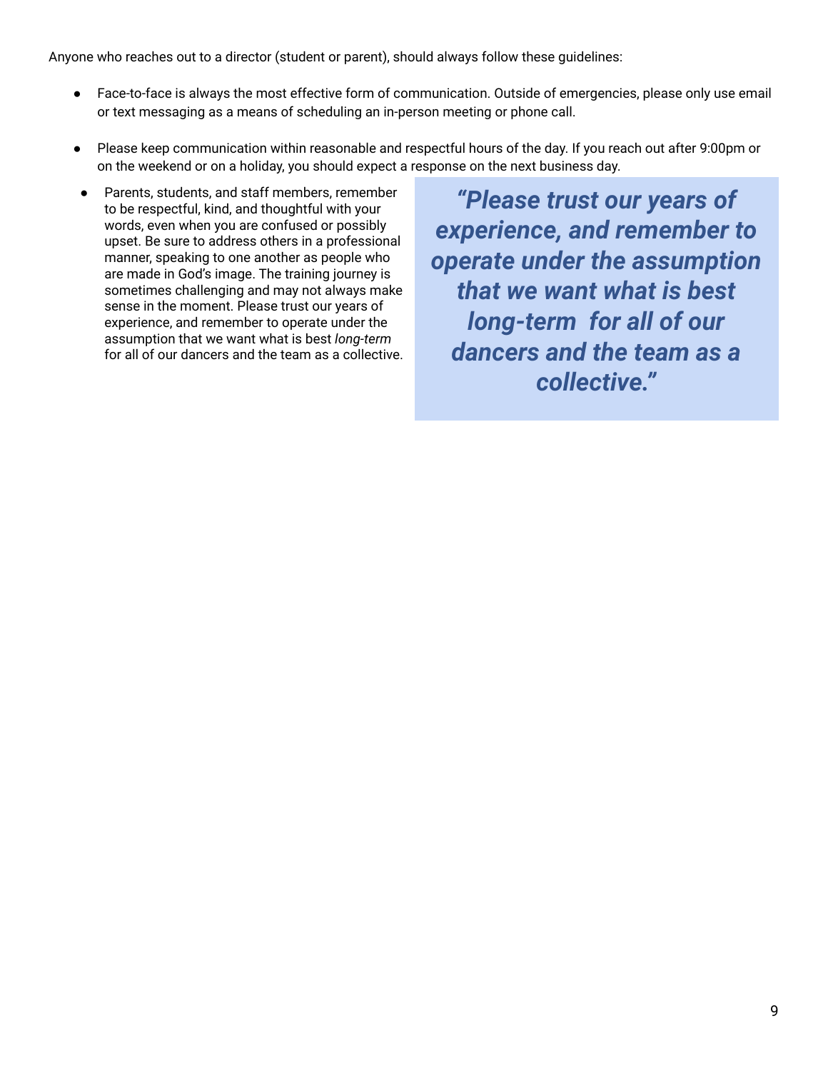Anyone who reaches out to a director (student or parent), should always follow these guidelines:

- Face-to-face is always the most effective form of communication. Outside of emergencies, please only use email or text messaging as a means of scheduling an in-person meeting or phone call.

- Please keep communication within reasonable and respectful hours of the day. If you reach out after 9:00pm or on the weekend or on a holiday, you should expect a response on the next business day.

- Parents, students, and staff members, remember to be respectful, kind, and thoughtful with your words, even when you are confused or possibly upset. Be sure to address others in a professional manner, speaking to one another as people who are made in God's image. The training journey is sometimes challenging and may not always make sense in the moment. Please trust our years of experience, and remember to operate under the assumption that we want what is best *long-term* for all of our dancers and the team as a collective.

> ***"Please trust our years of experience, and remember to operate under the assumption that we want what is best long-term for all of our dancers and the team as a collective."***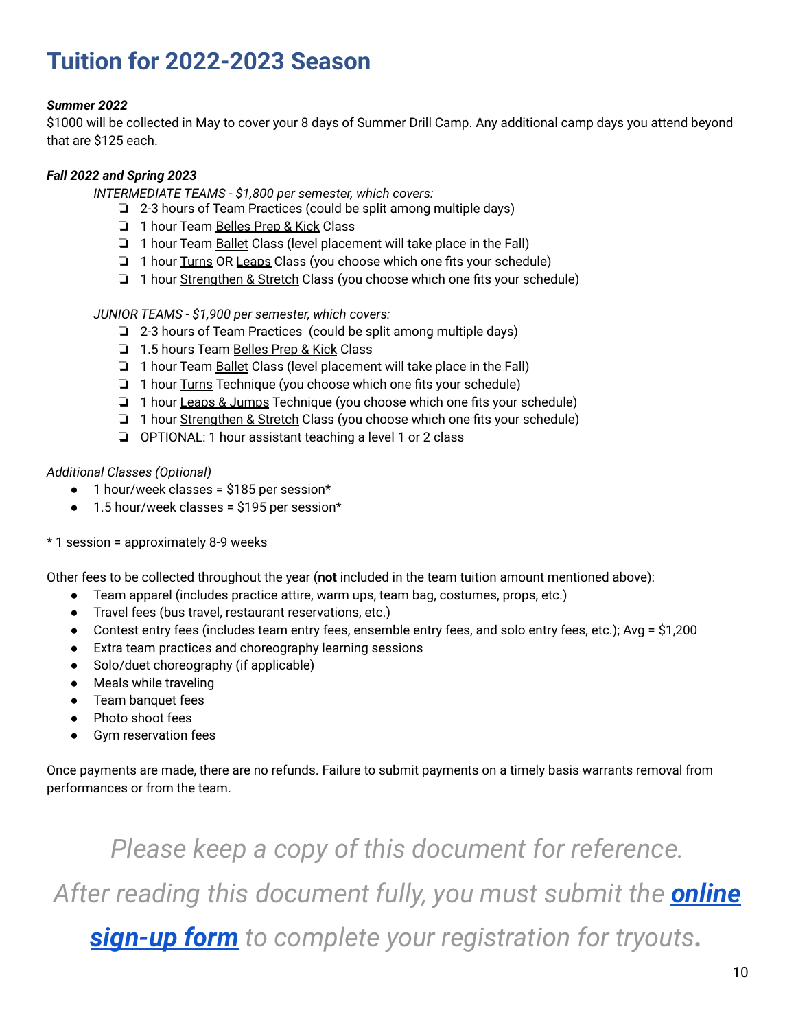# Tuition for 2022-2023 Season

***Summer 2022***

$1000 will be collected in May to cover your 8 days of Summer Drill Camp. Any additional camp days you attend beyond that are $125 each.

***Fall 2022 and Spring 2023***

*INTERMEDIATE TEAMS - $1,800 per semester, which covers:*

- ❏ 2-3 hours of Team Practices (could be split among multiple days)
- ❏ 1 hour Team Belles Prep & Kick Class
- ❏ 1 hour Team Ballet Class (level placement will take place in the Fall)
- ❏ 1 hour Turns OR Leaps Class (you choose which one fits your schedule)
- ❏ 1 hour Strengthen & Stretch Class (you choose which one fits your schedule)

*JUNIOR TEAMS - $1,900 per semester, which covers:*

- ❏ 2-3 hours of Team Practices (could be split among multiple days)
- ❏ 1.5 hours Team Belles Prep & Kick Class
- ❏ 1 hour Team Ballet Class (level placement will take place in the Fall)
- ❏ 1 hour Turns Technique (you choose which one fits your schedule)
- ❏ 1 hour Leaps & Jumps Technique (you choose which one fits your schedule)
- ❏ 1 hour Strengthen & Stretch Class (you choose which one fits your schedule)
- ❏ OPTIONAL: 1 hour assistant teaching a level 1 or 2 class

*Additional Classes (Optional)*

- 1 hour/week classes = $185 per session*
- 1.5 hour/week classes = $195 per session*

* 1 session = approximately 8-9 weeks

Other fees to be collected throughout the year (**not** included in the team tuition amount mentioned above):

- Team apparel (includes practice attire, warm ups, team bag, costumes, props, etc.)
- Travel fees (bus travel, restaurant reservations, etc.)
- Contest entry fees (includes team entry fees, ensemble entry fees, and solo entry fees, etc.); Avg = $1,200
- Extra team practices and choreography learning sessions
- Solo/duet choreography (if applicable)
- Meals while traveling
- Team banquet fees
- Photo shoot fees
- Gym reservation fees

Once payments are made, there are no refunds. Failure to submit payments on a timely basis warrants removal from performances or from the team.

*Please keep a copy of this document for reference.*

*After reading this document fully, you must submit the* ***online sign-up form*** *to complete your registration for tryouts.*